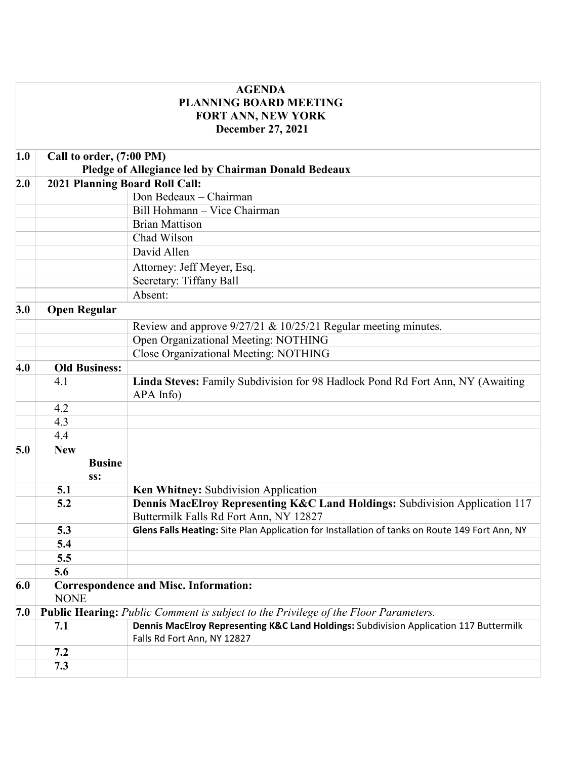# AGENDA
## PLANNING BOARD MEETING
## FORT ANN, NEW YORK
## December 27, 2021

| | | |
|---|---|---|
| **1.0** | **Call to order, (7:00 PM)** **Pledge of Allegiance led by Chairman Donald Bedeaux** | |
| **2.0** | **2021 Planning Board Roll Call:** | |
| | | Don Bedeaux – Chairman |
| | | Bill Hohmann – Vice Chairman |
| | | Brian Mattison |
| | | Chad Wilson |
| | | David Allen |
| | | Attorney: Jeff Meyer, Esq. |
| | | Secretary: Tiffany Ball |
| | | Absent: |
| **3.0** | **Open Regular** | |
| | | Review and approve 9/27/21 & 10/25/21 Regular meeting minutes. |
| | | Open Organizational Meeting: NOTHING |
| | | Close Organizational Meeting: NOTHING |
| **4.0** | **Old Business:** | |
| | 4.1 | **Linda Steves:** Family Subdivision for 98 Hadlock Pond Rd Fort Ann, NY (Awaiting APA Info) |
| | 4.2 | |
| | 4.3 | |
| | 4.4 | |
| **5.0** | **New Business:** | |
| | **5.1** | **Ken Whitney:** Subdivision Application |
| | **5.2** | **Dennis MacElroy Representing K&C Land Holdings:** Subdivision Application 117 Buttermilk Falls Rd Fort Ann, NY 12827 |
| | **5.3** | **Glens Falls Heating:** Site Plan Application for Installation of tanks on Route 149 Fort Ann, NY |
| | **5.4** | |
| | **5.5** | |
| | **5.6** | |
| **6.0** | **Correspondence and Misc. Information:** NONE | |
| **7.0** | **Public Hearing:** *Public Comment is subject to the Privilege of the Floor Parameters.* | |
| | **7.1** | **Dennis MacElroy Representing K&C Land Holdings:** Subdivision Application 117 Buttermilk Falls Rd Fort Ann, NY 12827 |
| | **7.2** | |
| | **7.3** | |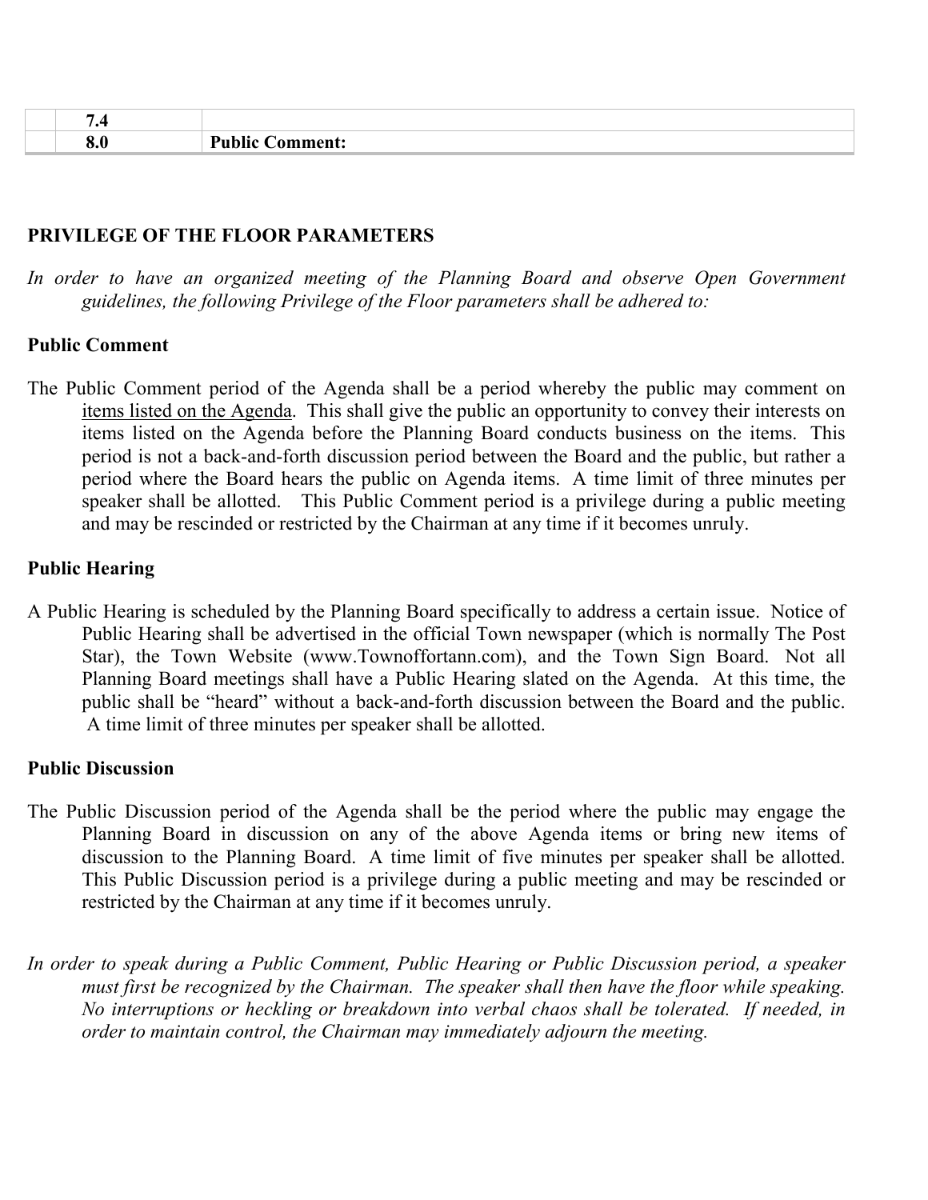| | | |
|---|---|---|
| | **7.4** | |
| | **8.0** | **Public Comment:** |

## PRIVILEGE OF THE FLOOR PARAMETERS

*In order to have an organized meeting of the Planning Board and observe Open Government guidelines, the following Privilege of the Floor parameters shall be adhered to:*

### Public Comment

The Public Comment period of the Agenda shall be a period whereby the public may comment on <u>items listed on the Agenda</u>. This shall give the public an opportunity to convey their interests on items listed on the Agenda before the Planning Board conducts business on the items. This period is not a back-and-forth discussion period between the Board and the public, but rather a period where the Board hears the public on Agenda items. A time limit of three minutes per speaker shall be allotted. This Public Comment period is a privilege during a public meeting and may be rescinded or restricted by the Chairman at any time if it becomes unruly.

### Public Hearing

A Public Hearing is scheduled by the Planning Board specifically to address a certain issue. Notice of Public Hearing shall be advertised in the official Town newspaper (which is normally The Post Star), the Town Website (www.Townoffortann.com), and the Town Sign Board. Not all Planning Board meetings shall have a Public Hearing slated on the Agenda. At this time, the public shall be "heard" without a back-and-forth discussion between the Board and the public. A time limit of three minutes per speaker shall be allotted.

### Public Discussion

The Public Discussion period of the Agenda shall be the period where the public may engage the Planning Board in discussion on any of the above Agenda items or bring new items of discussion to the Planning Board. A time limit of five minutes per speaker shall be allotted. This Public Discussion period is a privilege during a public meeting and may be rescinded or restricted by the Chairman at any time if it becomes unruly.

*In order to speak during a Public Comment, Public Hearing or Public Discussion period, a speaker must first be recognized by the Chairman. The speaker shall then have the floor while speaking. No interruptions or heckling or breakdown into verbal chaos shall be tolerated. If needed, in order to maintain control, the Chairman may immediately adjourn the meeting.*